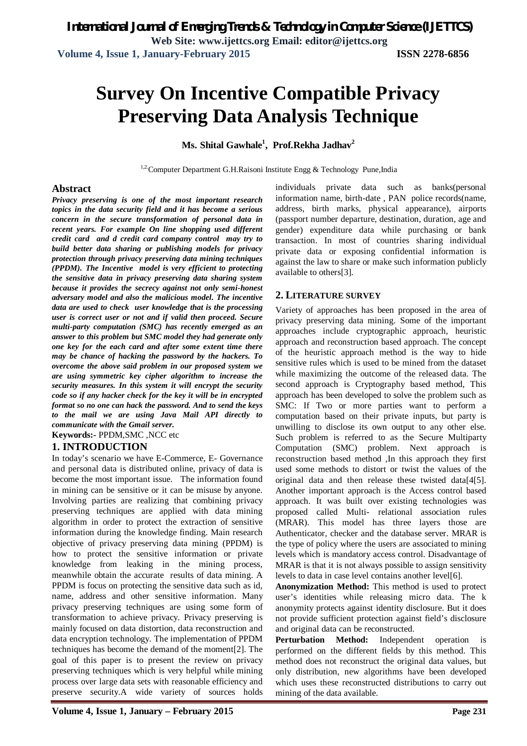# Survey On Incentive Compatible Privacy Preserving Data Analysis Technique

**Ms. Shital Gawhale[1], Prof.Rekha Jadhav[2]**

[1,2]Computer Department G.H.Raisoni Institute Engg & Technology Pune,India

## Abstract

***Privacy preserving is one of the most important research topics in the data security field and it has become a serious concern in the secure transformation of personal data in recent years. For example On line shopping used different credit card and d credit card company control may try to build better data sharing or publishing models for privacy protection through privacy preserving data mining techniques (PPDM). The Incentive model is very efficient to protecting the sensitive data in privacy preserving data sharing system because it provides the secrecy against not only semi-honest adversary model and also the malicious model. The incentive data are used to check user knowledge that is the processing user is correct user or not and if valid then proceed. Secure multi-party computation (SMC) has recently emerged as an answer to this problem but SMC model they had generate only one key for the each card and after some extent time there may be chance of hacking the password by the hackers. To overcome the above said problem in our proposed system we are using symmetric key cipher algorithm to increase the security measures. In this system it will encrypt the security code so if any hacker check for the key it will be in encrypted format so no one can hack the password. And to send the keys to the mail we are using Java Mail API directly to communicate with the Gmail server.***

**Keywords:-** PPDM,SMC ,NCC etc

## 1. INTRODUCTION

In today's scenario we have E-Commerce, E- Governance and personal data is distributed online, privacy of data is become the most important issue. The information found in mining can be sensitive or it can be misuse by anyone. Involving parties are realizing that combining privacy preserving techniques are applied with data mining algorithm in order to protect the extraction of sensitive information during the knowledge finding. Main research objective of privacy preserving data mining (PPDM) is how to protect the sensitive information or private knowledge from leaking in the mining process, meanwhile obtain the accurate results of data mining. A PPDM is focus on protecting the sensitive data such as id, name, address and other sensitive information. Many privacy preserving techniques are using some form of transformation to achieve privacy. Privacy preserving is mainly focused on data distortion, data reconstruction and data encryption technology. The implementation of PPDM techniques has become the demand of the moment[2]. The goal of this paper is to present the review on privacy preserving techniques which is very helpful while mining process over large data sets with reasonable efficiency and preserve security.A wide variety of sources holds individuals private data such as banks(personal information name, birth-date , PAN police records(name, address, birth marks, physical appearance), airports (passport number departure, destination, duration, age and gender) expenditure data while purchasing or bank transaction. In most of countries sharing individual private data or exposing confidential information is against the law to share or make such information publicly available to others[3].

## 2. LITERATURE SURVEY

Variety of approaches has been proposed in the area of privacy preserving data mining. Some of the important approaches include cryptographic approach, heuristic approach and reconstruction based approach. The concept of the heuristic approach method is the way to hide sensitive rules which is used to be mined from the dataset while maximizing the outcome of the released data. The second approach is Cryptography based method, This approach has been developed to solve the problem such as SMC: If Two or more parties want to perform a computation based on their private inputs, but party is unwilling to disclose its own output to any other else. Such problem is referred to as the Secure Multiparty Computation (SMC) problem. Next approach is reconstruction based method ,In this approach they first used some methods to distort or twist the values of the original data and then release these twisted data[4][5]. Another important approach is the Access control based approach. It was built over existing technologies was proposed called Multi- relational association rules (MRAR). This model has three layers those are Authenticator, checker and the database server. MRAR is the type of policy where the users are associated to mining levels which is mandatory access control. Disadvantage of MRAR is that it is not always possible to assign sensitivity levels to data in case level contains another level[6].

**Anonymization Method:** This method is used to protect user's identities while releasing micro data. The k anonymity protects against identity disclosure. But it does not provide sufficient protection against field's disclosure and original data can be reconstructed.

**Perturbation Method:** Independent operation is performed on the different fields by this method. This method does not reconstruct the original data values, but only distribution, new algorithms have been developed which uses these reconstructed distributions to carry out mining of the data available.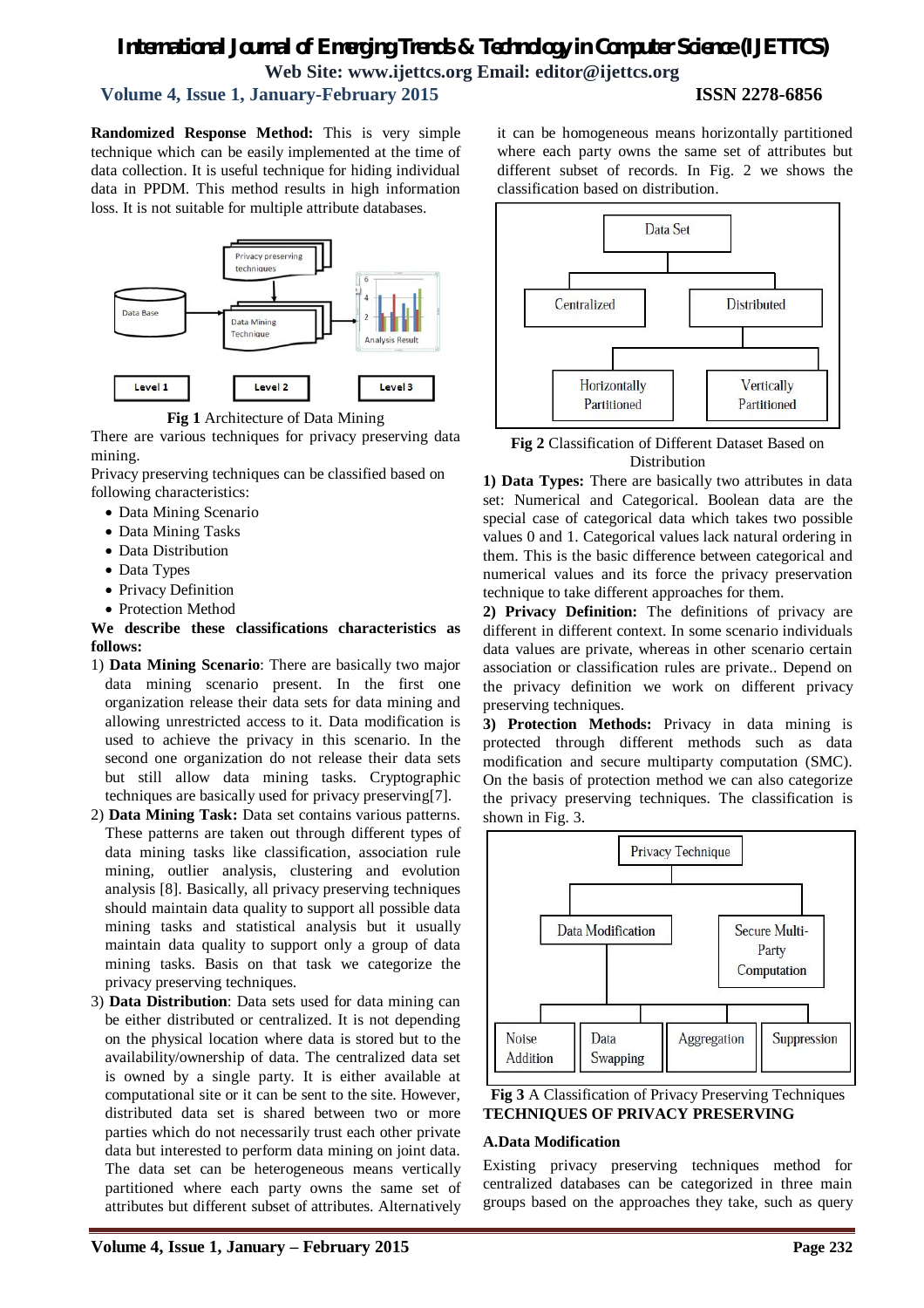**Randomized Response Method:** This is very simple technique which can be easily implemented at the time of data collection. It is useful technique for hiding individual data in PPDM. This method results in high information loss. It is not suitable for multiple attribute databases.

**Fig 1** Architecture of Data Mining

There are various techniques for privacy preserving data mining.

Privacy preserving techniques can be classified based on following characteristics:

- Data Mining Scenario
- Data Mining Tasks
- Data Distribution
- Data Types
- Privacy Definition
- Protection Method

**We describe these classifications characteristics as follows:**

1) **Data Mining Scenario**: There are basically two major data mining scenario present. In the first one organization release their data sets for data mining and allowing unrestricted access to it. Data modification is used to achieve the privacy in this scenario. In the second one organization do not release their data sets but still allow data mining tasks. Cryptographic techniques are basically used for privacy preserving[7].
2) **Data Mining Task:** Data set contains various patterns. These patterns are taken out through different types of data mining tasks like classification, association rule mining, outlier analysis, clustering and evolution analysis [8]. Basically, all privacy preserving techniques should maintain data quality to support all possible data mining tasks and statistical analysis but it usually maintain data quality to support only a group of data mining tasks. Basis on that task we categorize the privacy preserving techniques.
3) **Data Distribution**: Data sets used for data mining can be either distributed or centralized. It is not depending on the physical location where data is stored but to the availability/ownership of data. The centralized data set is owned by a single party. It is either available at computational site or it can be sent to the site. However, distributed data set is shared between two or more parties which do not necessarily trust each other private data but interested to perform data mining on joint data. The data set can be heterogeneous means vertically partitioned where each party owns the same set of attributes but different subset of attributes. Alternatively it can be homogeneous means horizontally partitioned where each party owns the same set of attributes but different subset of records. In Fig. 2 we shows the classification based on distribution.

**Fig 2** Classification of Different Dataset Based on Distribution

**1) Data Types:** There are basically two attributes in data set: Numerical and Categorical. Boolean data are the special case of categorical data which takes two possible values 0 and 1. Categorical values lack natural ordering in them. This is the basic difference between categorical and numerical values and its force the privacy preservation technique to take different approaches for them.

**2) Privacy Definition:** The definitions of privacy are different in different context. In some scenario individuals data values are private, whereas in other scenario certain association or classification rules are private.. Depend on the privacy definition we work on different privacy preserving techniques.

**3) Protection Methods:** Privacy in data mining is protected through different methods such as data modification and secure multiparty computation (SMC). On the basis of protection method we can also categorize the privacy preserving techniques. The classification is shown in Fig. 3.

**Fig 3** A Classification of Privacy Preserving Techniques

## TECHNIQUES OF PRIVACY PRESERVING

### A.Data Modification

Existing privacy preserving techniques method for centralized databases can be categorized in three main groups based on the approaches they take, such as query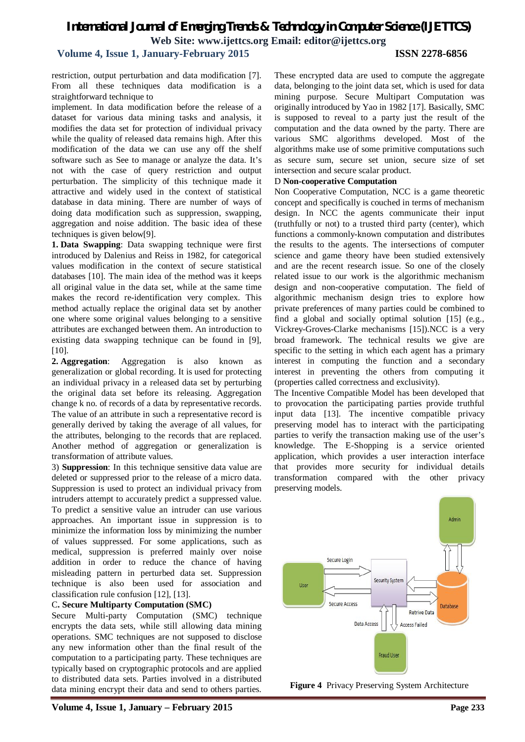restriction, output perturbation and data modification [7]. From all these techniques data modification is a straightforward technique to implement. In data modification before the release of a dataset for various data mining tasks and analysis, it modifies the data set for protection of individual privacy while the quality of released data remains high. After this modification of the data we can use any off the shelf software such as See to manage or analyze the data. It's not with the case of query restriction and output perturbation. The simplicity of this technique made it attractive and widely used in the context of statistical database in data mining. There are number of ways of doing data modification such as suppression, swapping, aggregation and noise addition. The basic idea of these techniques is given below[9].

**1. Data Swapping**: Data swapping technique were first introduced by Dalenius and Reiss in 1982, for categorical values modification in the context of secure statistical databases [10]. The main idea of the method was it keeps all original value in the data set, while at the same time makes the record re-identification very complex. This method actually replace the original data set by another one where some original values belonging to a sensitive attributes are exchanged between them. An introduction to existing data swapping technique can be found in [9], [10].

**2. Aggregation**: Aggregation is also known as generalization or global recording. It is used for protecting an individual privacy in a released data set by perturbing the original data set before its releasing. Aggregation change k no. of records of a data by representative records. The value of an attribute in such a representative record is generally derived by taking the average of all values, for the attributes, belonging to the records that are replaced. Another method of aggregation or generalization is transformation of attribute values.

3) **Suppression**: In this technique sensitive data value are deleted or suppressed prior to the release of a micro data. Suppression is used to protect an individual privacy from intruders attempt to accurately predict a suppressed value. To predict a sensitive value an intruder can use various approaches. An important issue in suppression is to minimize the information loss by minimizing the number of values suppressed. For some applications, such as medical, suppression is preferred mainly over noise addition in order to reduce the chance of having misleading pattern in perturbed data set. Suppression technique is also been used for association and classification rule confusion [12], [13].

### C. Secure Multiparty Computation (SMC)

Secure Multi-party Computation (SMC) technique encrypts the data sets, while still allowing data mining operations. SMC techniques are not supposed to disclose any new information other than the final result of the computation to a participating party. These techniques are typically based on cryptographic protocols and are applied to distributed data sets. Parties involved in a distributed data mining encrypt their data and send to others parties. These encrypted data are used to compute the aggregate data, belonging to the joint data set, which is used for data mining purpose. Secure Multipart Computation was originally introduced by Yao in 1982 [17]. Basically, SMC is supposed to reveal to a party just the result of the computation and the data owned by the party. There are various SMC algorithms developed. Most of the algorithms make use of some primitive computations such as secure sum, secure set union, secure size of set intersection and secure scalar product.

### D Non-cooperative Computation

Non Cooperative Computation, NCC is a game theoretic concept and specifically is couched in terms of mechanism design. In NCC the agents communicate their input (truthfully or not) to a trusted third party (center), which functions a commonly-known computation and distributes the results to the agents. The intersections of computer science and game theory have been studied extensively and are the recent research issue. So one of the closely related issue to our work is the algorithmic mechanism design and non-cooperative computation. The field of algorithmic mechanism design tries to explore how private preferences of many parties could be combined to find a global and socially optimal solution [15] (e.g., Vickrey-Groves-Clarke mechanisms [15]).NCC is a very broad framework. The technical results we give are specific to the setting in which each agent has a primary interest in computing the function and a secondary interest in preventing the others from computing it (properties called correctness and exclusivity).

The Incentive Compatible Model has been developed that to provocation the participating parties provide truthful input data [13]. The incentive compatible privacy preserving model has to interact with the participating parties to verify the transaction making use of the user's knowledge. The E-Shopping is a service oriented application, which provides a user interaction interface that provides more security for individual details transformation compared with the other privacy preserving models.

**Figure 4** Privacy Preserving System Architecture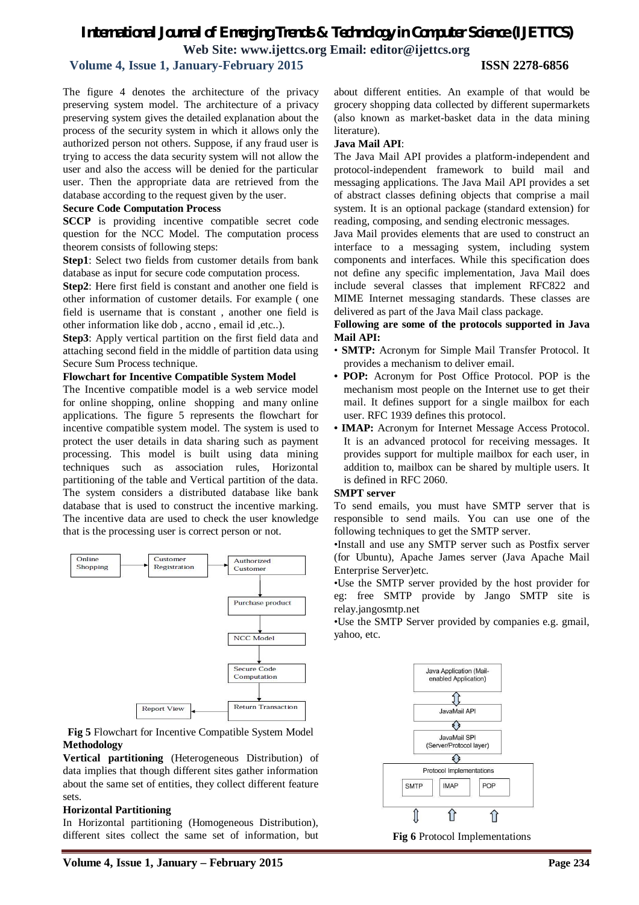The figure 4 denotes the architecture of the privacy preserving system model. The architecture of a privacy preserving system gives the detailed explanation about the process of the security system in which it allows only the authorized person not others. Suppose, if any fraud user is trying to access the data security system will not allow the user and also the access will be denied for the particular user. Then the appropriate data are retrieved from the database according to the request given by the user.

**Secure Code Computation Process**

**SCCP** is providing incentive compatible secret code question for the NCC Model. The computation process theorem consists of following steps:

**Step1**: Select two fields from customer details from bank database as input for secure code computation process.

**Step2**: Here first field is constant and another one field is other information of customer details. For example ( one field is username that is constant , another one field is other information like dob , accno , email id ,etc..).

**Step3**: Apply vertical partition on the first field data and attaching second field in the middle of partition data using Secure Sum Process technique.

**Flowchart for Incentive Compatible System Model**

The Incentive compatible model is a web service model for online shopping, online shopping and many online applications. The figure 5 represents the flowchart for incentive compatible system model. The system is used to protect the user details in data sharing such as payment processing. This model is built using data mining techniques such as association rules, Horizontal partitioning of the table and Vertical partition of the data. The system considers a distributed database like bank database that is used to construct the incentive marking. The incentive data are used to check the user knowledge that is the processing user is correct person or not.

Online Shopping → Customer Registration → Authorized Customer → Purchase product → NCC Model → Secure Code Computation → Return Transaction → Report View

**Fig 5** Flowchart for Incentive Compatible System Model

**Methodology**

**Vertical partitioning** (Heterogeneous Distribution) of data implies that though different sites gather information about the same set of entities, they collect different feature sets.

**Horizontal Partitioning**

In Horizontal partitioning (Homogeneous Distribution), different sites collect the same set of information, but about different entities. An example of that would be grocery shopping data collected by different supermarkets (also known as market-basket data in the data mining literature).

**Java Mail API**:

The Java Mail API provides a platform-independent and protocol-independent framework to build mail and messaging applications. The Java Mail API provides a set of abstract classes defining objects that comprise a mail system. It is an optional package (standard extension) for reading, composing, and sending electronic messages.

Java Mail provides elements that are used to construct an interface to a messaging system, including system components and interfaces. While this specification does not define any specific implementation, Java Mail does include several classes that implement RFC822 and MIME Internet messaging standards. These classes are delivered as part of the Java Mail class package.

**Following are some of the protocols supported in Java Mail API:**

- **SMTP:** Acronym for Simple Mail Transfer Protocol. It provides a mechanism to deliver email.
- **POP:** Acronym for Post Office Protocol. POP is the mechanism most people on the Internet use to get their mail. It defines support for a single mailbox for each user. RFC 1939 defines this protocol.
- **IMAP:** Acronym for Internet Message Access Protocol. It is an advanced protocol for receiving messages. It provides support for multiple mailbox for each user, in addition to, mailbox can be shared by multiple users. It is defined in RFC 2060.

**SMPT server**

To send emails, you must have SMTP server that is responsible to send mails. You can use one of the following techniques to get the SMTP server.

•Install and use any SMTP server such as Postfix server (for Ubuntu), Apache James server (Java Apache Mail Enterprise Server)etc.

•Use the SMTP server provided by the host provider for eg: free SMTP provide by Jango SMTP site is relay.jangosmtp.net

•Use the SMTP Server provided by companies e.g. gmail, yahoo, etc.

Java Application (Mail-enabled Application) ⇕ JavaMail API ⇕ JavaMail SPI (Server/Protocol layer) ⇕ Protocol Implementations: SMTP, IMAP, POP

**Fig 6** Protocol Implementations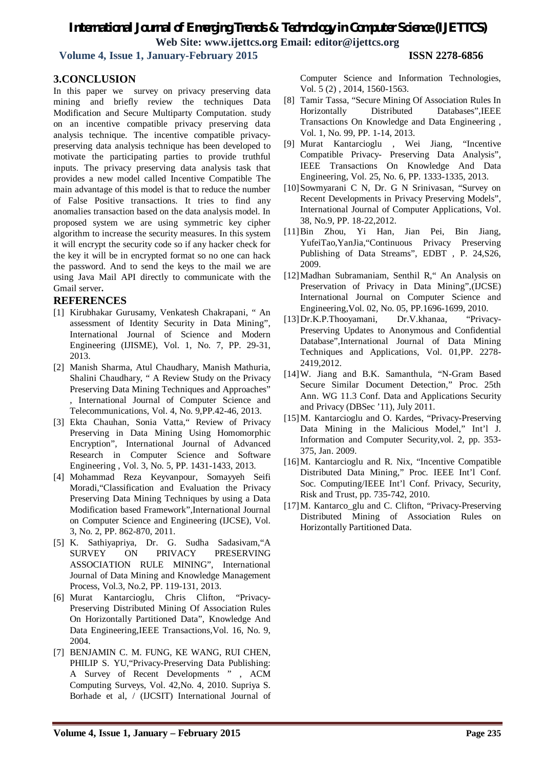## 3.CONCLUSION

In this paper we survey on privacy preserving data mining and briefly review the techniques Data Modification and Secure Multiparty Computation. study on an incentive compatible privacy preserving data analysis technique. The incentive compatible privacy-preserving data analysis technique has been developed to motivate the participating parties to provide truthful inputs. The privacy preserving data analysis task that provides a new model called Incentive Compatible The main advantage of this model is that to reduce the number of False Positive transactions. It tries to find any anomalies transaction based on the data analysis model. In proposed system we are using symmetric key cipher algorithm to increase the security measures. In this system it will encrypt the security code so if any hacker check for the key it will be in encrypted format so no one can hack the password. And to send the keys to the mail we are using Java Mail API directly to communicate with the Gmail server**.**

## REFERENCES

[1] Kirubhakar Gurusamy, Venkatesh Chakrapani, " An assessment of Identity Security in Data Mining", International Journal of Science and Modern Engineering (IJISME), Vol. 1, No. 7, PP. 29-31, 2013.

[2] Manish Sharma, Atul Chaudhary, Manish Mathuria, Shalini Chaudhary, " A Review Study on the Privacy Preserving Data Mining Techniques and Approaches" , International Journal of Computer Science and Telecommunications, Vol. 4, No. 9,PP.42-46, 2013.

[3] Ekta Chauhan, Sonia Vatta," Review of Privacy Preserving in Data Mining Using Homomorphic Encryption", International Journal of Advanced Research in Computer Science and Software Engineering , Vol. 3, No. 5, PP. 1431-1433, 2013.

[4] Mohammad Reza Keyvanpour, Somayyeh Seifi Moradi,"Classification and Evaluation the Privacy Preserving Data Mining Techniques by using a Data Modification based Framework",International Journal on Computer Science and Engineering (IJCSE), Vol. 3, No. 2, PP. 862-870, 2011.

[5] K. Sathiyapriya, Dr. G. Sudha Sadasivam,"A SURVEY ON PRIVACY PRESERVING ASSOCIATION RULE MINING", International Journal of Data Mining and Knowledge Management Process, Vol.3, No.2, PP. 119-131, 2013.

[6] Murat Kantarcioglu, Chris Clifton, "Privacy-Preserving Distributed Mining Of Association Rules On Horizontally Partitioned Data", Knowledge And Data Engineering,IEEE Transactions,Vol. 16, No. 9, 2004.

[7] BENJAMIN C. M. FUNG, KE WANG, RUI CHEN, PHILIP S. YU,"Privacy-Preserving Data Publishing: A Survey of Recent Developments " , ACM Computing Surveys, Vol. 42,No. 4, 2010. Supriya S. Borhade et al, / (IJCSIT) International Journal of Computer Science and Information Technologies, Vol. 5 (2) , 2014, 1560-1563.

[8] Tamir Tassa, "Secure Mining Of Association Rules In Horizontally Distributed Databases",IEEE Transactions On Knowledge and Data Engineering , Vol. 1, No. 99, PP. 1-14, 2013.

[9] Murat Kantarcioglu , Wei Jiang, "Incentive Compatible Privacy- Preserving Data Analysis", IEEE Transactions On Knowledge And Data Engineering, Vol. 25, No. 6, PP. 1333-1335, 2013.

[10] Sowmyarani C N, Dr. G N Srinivasan, "Survey on Recent Developments in Privacy Preserving Models", International Journal of Computer Applications, Vol. 38, No.9, PP. 18-22,2012.

[11] Bin Zhou, Yi Han, Jian Pei, Bin Jiang, YufeiTao,YanJia,"Continuous Privacy Preserving Publishing of Data Streams", EDBT , P. 24,S26, 2009.

[12] Madhan Subramaniam, Senthil R," An Analysis on Preservation of Privacy in Data Mining",(IJCSE) International Journal on Computer Science and Engineering,Vol. 02, No. 05, PP.1696-1699, 2010.

[13] Dr.K.P.Thooyamani, Dr.V.khanaa, "Privacy-Preserving Updates to Anonymous and Confidential Database",International Journal of Data Mining Techniques and Applications, Vol. 01,PP. 2278-2419,2012.

[14] W. Jiang and B.K. Samanthula, "N-Gram Based Secure Similar Document Detection," Proc. 25th Ann. WG 11.3 Conf. Data and Applications Security and Privacy (DBSec '11), July 2011.

[15] M. Kantarcioglu and O. Kardes, "Privacy-Preserving Data Mining in the Malicious Model," Int'l J. Information and Computer Security,vol. 2, pp. 353-375, Jan. 2009.

[16] M. Kantarcioglu and R. Nix, "Incentive Compatible Distributed Data Mining," Proc. IEEE Int'l Conf. Soc. Computing/IEEE Int'l Conf. Privacy, Security, Risk and Trust, pp. 735-742, 2010.

[17] M. Kantarco_glu and C. Clifton, "Privacy-Preserving Distributed Mining of Association Rules on Horizontally Partitioned Data.